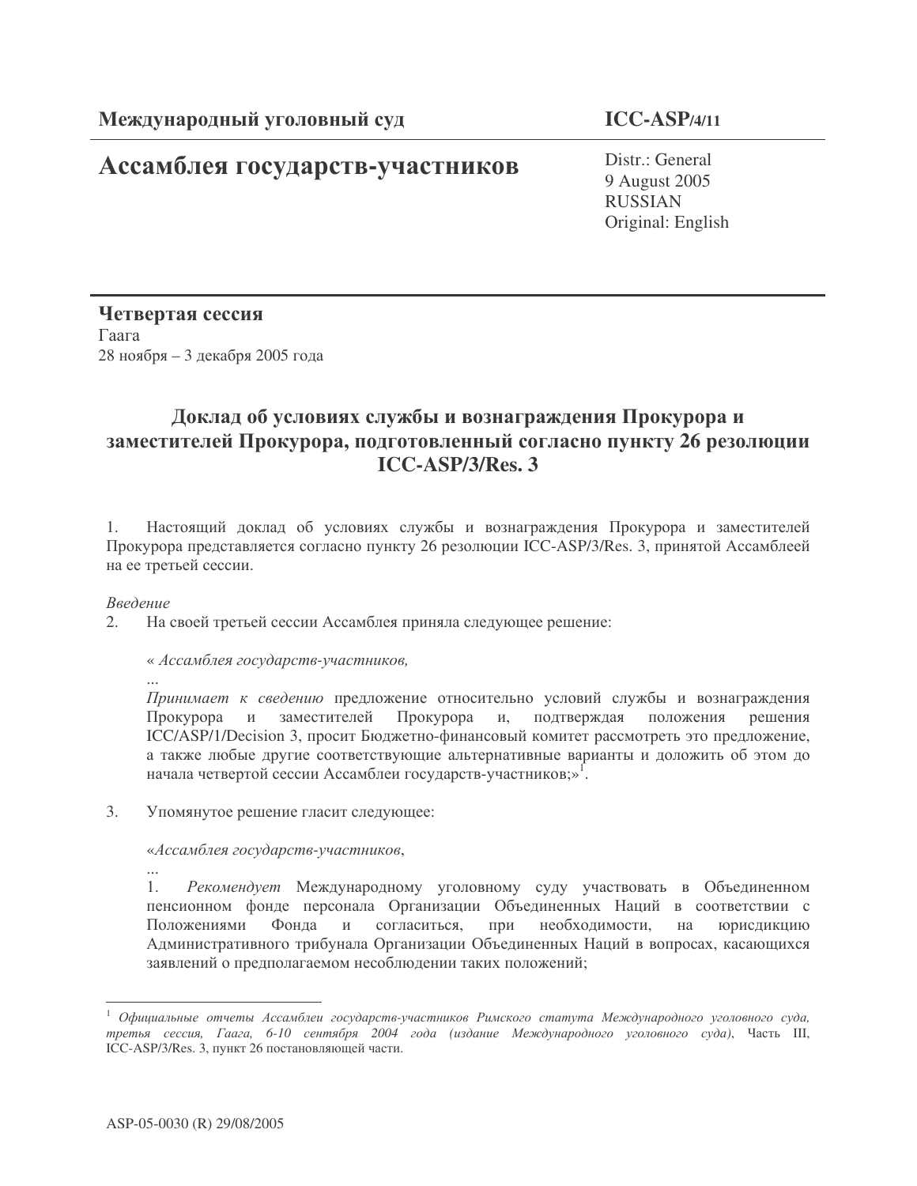**Международный уголовный суд**

**ICC-ASP/4/11**

# Ассамблея государств-участников

Distr.: General
9 August 2005
RUSSIAN
Original: English

**Четвертая сессия**
Гаага
28 ноября – 3 декабря 2005 года

## Доклад об условиях службы и вознаграждения Прокурора и заместителей Прокурора, подготовленный согласно пункту 26 резолюции ICC-ASP/3/Res. 3

1. Настоящий доклад об условиях службы и вознаграждения Прокурора и заместителей Прокурора представляется согласно пункту 26 резолюции ICC-ASP/3/Res. 3, принятой Ассамблеей на ее третьей сессии.

*Введение*

2. На своей третьей сессии Ассамблея приняла следующее решение:

« *Ассамблея государств-участников,*

...

*Принимает к сведению* предложение относительно условий службы и вознаграждения Прокурора и заместителей Прокурора и, подтверждая положения решения ICC/ASP/1/Decision 3, просит Бюджетно-финансовый комитет рассмотреть это предложение, а также любые другие соответствующие альтернативные варианты и доложить об этом до начала четвертой сессии Ассамблеи государств-участников;»[1].

3. Упомянутое решение гласит следующее:

«*Ассамблея государств-участников*,

...

1. *Рекомендует* Международному уголовному суду участвовать в Объединенном пенсионном фонде персонала Организации Объединенных Наций в соответствии с Положениями Фонда и согласиться, при необходимости, на юрисдикцию Административного трибунала Организации Объединенных Наций в вопросах, касающихся заявлений о предполагаемом несоблюдении таких положений;

---

[1] *Официальные отчеты Ассамблеи государств-участников Римского статута Международного уголовного суда, третья сессия, Гаага, 6-10 сентября 2004 года (издание Международного уголовного суда)*, Часть III, ICC-ASP/3/Res. 3, пункт 26 постановляющей части.

ASP-05-0030 (R) 29/08/2005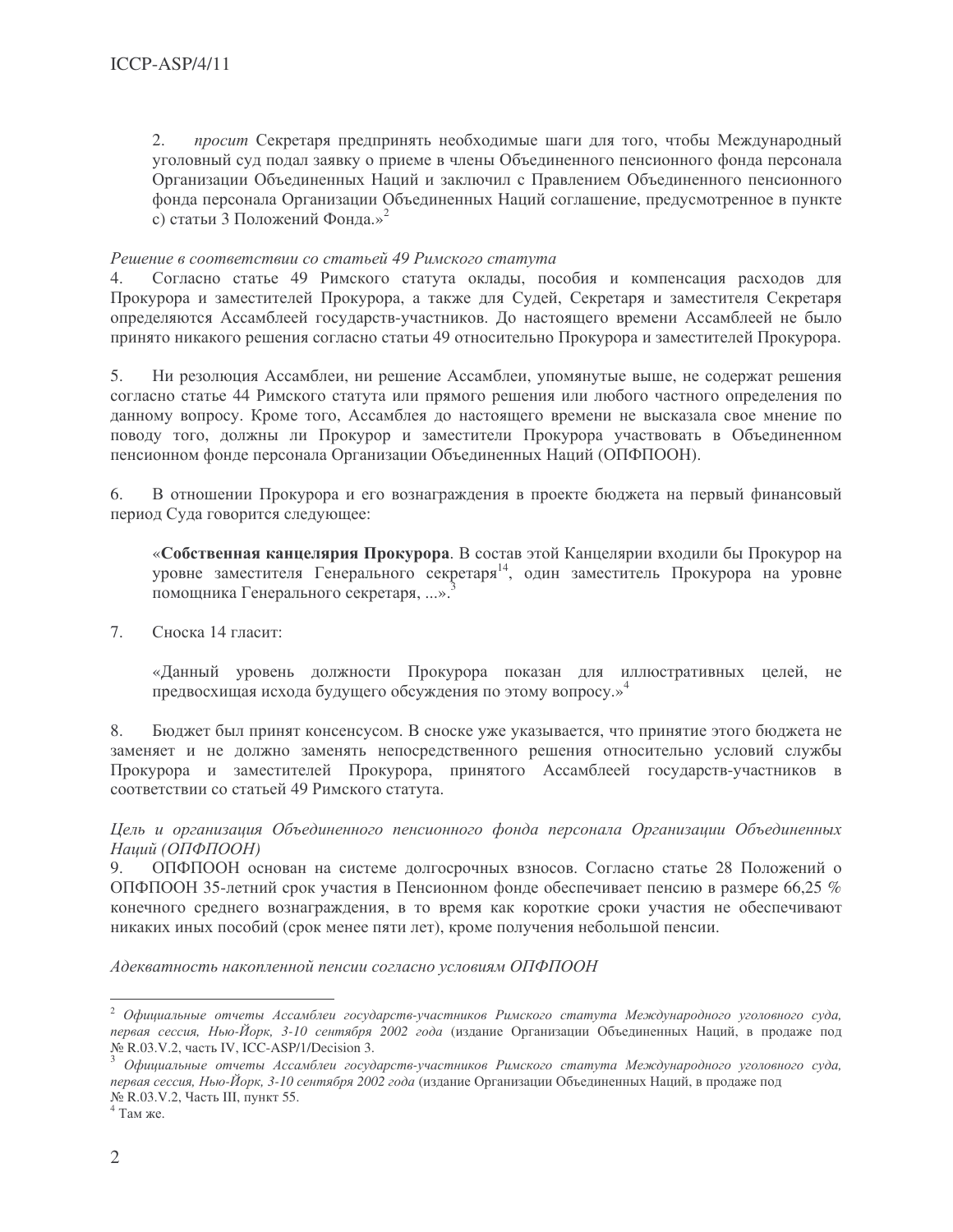2. *просит* Секретаря предпринять необходимые шаги для того, чтобы Международный уголовный суд подал заявку о приеме в члены Объединенного пенсионного фонда персонала Организации Объединенных Наций и заключил с Правлением Объединенного пенсионного фонда персонала Организации Объединенных Наций соглашение, предусмотренное в пункте с) статьи 3 Положений Фонда.»[2]

*Решение в соответствии со статьей 49 Римского статута*

4. Согласно статье 49 Римского статута оклады, пособия и компенсация расходов для Прокурора и заместителей Прокурора, а также для Судей, Секретаря и заместителя Секретаря определяются Ассамблеей государств-участников. До настоящего времени Ассамблеей не было принято никакого решения согласно статьи 49 относительно Прокурора и заместителей Прокурора.

5. Ни резолюция Ассамблеи, ни решение Ассамблеи, упомянутые выше, не содержат решения согласно статье 44 Римского статута или прямого решения или любого частного определения по данному вопросу. Кроме того, Ассамблея до настоящего времени не высказала свое мнение по поводу того, должны ли Прокурор и заместители Прокурора участвовать в Объединенном пенсионном фонде персонала Организации Объединенных Наций (ОПФПООН).

6. В отношении Прокурора и его вознаграждения в проекте бюджета на первый финансовый период Суда говорится следующее:

> «**Собственная канцелярия Прокурора**. В состав этой Канцелярии входили бы Прокурор на уровне заместителя Генерального секретаря[14], один заместитель Прокурора на уровне помощника Генерального секретаря, ...».[3]

7. Сноска 14 гласит:

> «Данный уровень должности Прокурора показан для иллюстративных целей, не предвосхищая исхода будущего обсуждения по этому вопросу.»[4]

8. Бюджет был принят консенсусом. В сноске уже указывается, что принятие этого бюджета не заменяет и не должно заменять непосредственного решения относительно условий службы Прокурора и заместителей Прокурора, принятого Ассамблеей государств-участников в соответствии со статьей 49 Римского статута.

*Цель и организация Объединенного пенсионного фонда персонала Организации Объединенных Наций (ОПФПООН)*

9. ОПФПООН основан на системе долгосрочных взносов. Согласно статье 28 Положений о ОПФПООН 35-летний срок участия в Пенсионном фонде обеспечивает пенсию в размере 66,25 % конечного среднего вознаграждения, в то время как короткие сроки участия не обеспечивают никаких иных пособий (срок менее пяти лет), кроме получения небольшой пенсии.

*Адекватность накопленной пенсии согласно условиям ОПФПООН*

---

[2] *Официальные отчеты Ассамблеи государств-участников Римского статута Международного уголовного суда, первая сессия, Нью-Йорк, 3-10 сентября 2002 года* (издание Организации Объединенных Наций, в продаже под № R.03.V.2, часть IV, ICC-ASP/1/Decision 3.

[3] *Официальные отчеты Ассамблеи государств-участников Римского статута Международного уголовного суда, первая сессия, Нью-Йорк, 3-10 сентября 2002 года* (издание Организации Объединенных Наций, в продаже под № R.03.V.2, Часть III, пункт 55.

[4] Там же.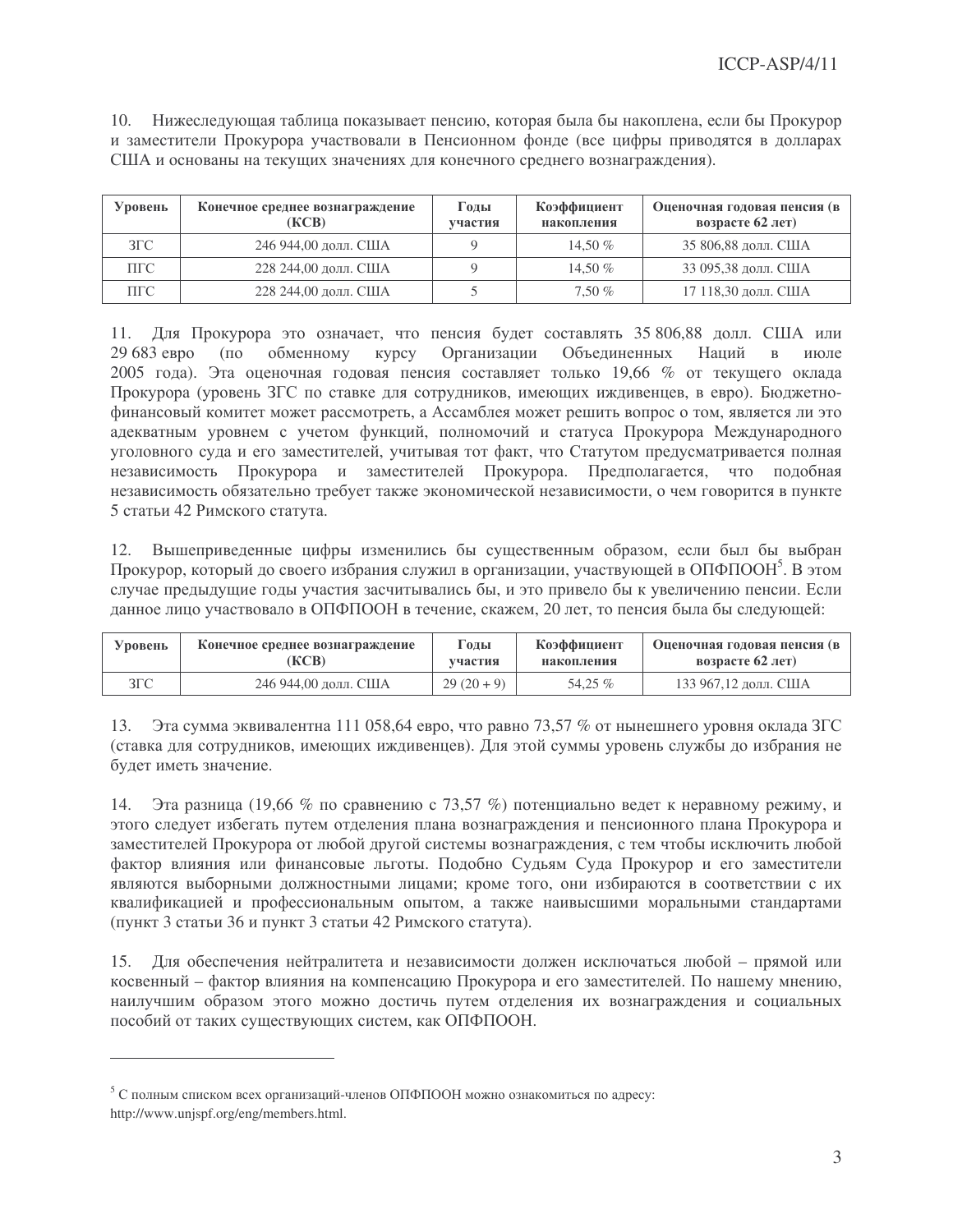10. Нижеследующая таблица показывает пенсию, которая была бы накоплена, если бы Прокурор и заместители Прокурора участвовали в Пенсионном фонде (все цифры приводятся в долларах США и основаны на текущих значениях для конечного среднего вознаграждения).

| Уровень | Конечное среднее вознаграждение (КСВ) | Годы участия | Коэффициент накопления | Оценочная годовая пенсия (в возрасте 62 лет) |
|---|---|---|---|---|
| ЗГС | 246 944,00 долл. США | 9 | 14,50 % | 35 806,88 долл. США |
| ПГС | 228 244,00 долл. США | 9 | 14,50 % | 33 095,38 долл. США |
| ПГС | 228 244,00 долл. США | 5 | 7,50 % | 17 118,30 долл. США |

11. Для Прокурора это означает, что пенсия будет составлять 35 806,88 долл. США или 29 683 евро (по обменному курсу Организации Объединенных Наций в июле 2005 года). Эта оценочная годовая пенсия составляет только 19,66 % от текущего оклада Прокурора (уровень ЗГС по ставке для сотрудников, имеющих иждивенцев, в евро). Бюджетно-финансовый комитет может рассмотреть, а Ассамблея может решить вопрос о том, является ли это адекватным уровнем с учетом функций, полномочий и статуса Прокурора Международного уголовного суда и его заместителей, учитывая тот факт, что Статутом предусматривается полная независимость Прокурора и заместителей Прокурора. Предполагается, что подобная независимость обязательно требует также экономической независимости, о чем говорится в пункте 5 статьи 42 Римского статута.

12. Вышеприведенные цифры изменились бы существенным образом, если был бы выбран Прокурор, который до своего избрания служил в организации, участвующей в ОПФПООН[5]. В этом случае предыдущие годы участия засчитывались бы, и это привело бы к увеличению пенсии. Если данное лицо участвовало в ОПФПООН в течение, скажем, 20 лет, то пенсия была бы следующей:

| Уровень | Конечное среднее вознаграждение (КСВ) | Годы участия | Коэффициент накопления | Оценочная годовая пенсия (в возрасте 62 лет) |
|---|---|---|---|---|
| ЗГС | 246 944,00 долл. США | 29 (20 + 9) | 54,25 % | 133 967,12 долл. США |

13. Эта сумма эквивалентна 111 058,64 евро, что равно 73,57 % от нынешнего уровня оклада ЗГС (ставка для сотрудников, имеющих иждивенцев). Для этой суммы уровень службы до избрания не будет иметь значение.

14. Эта разница (19,66 % по сравнению с 73,57 %) потенциально ведет к неравному режиму, и этого следует избегать путем отделения плана вознаграждения и пенсионного плана Прокурора и заместителей Прокурора от любой другой системы вознаграждения, с тем чтобы исключить любой фактор влияния или финансовые льготы. Подобно Судьям Суда Прокурор и его заместители являются выборными должностными лицами; кроме того, они избираются в соответствии с их квалификацией и профессиональным опытом, а также наивысшими моральными стандартами (пункт 3 статьи 36 и пункт 3 статьи 42 Римского статута).

15. Для обеспечения нейтралитета и независимости должен исключаться любой – прямой или косвенный – фактор влияния на компенсацию Прокурора и его заместителей. По нашему мнению, наилучшим образом этого можно достичь путем отделения их вознаграждения и социальных пособий от таких существующих систем, как ОПФПООН.

---

[5] С полным списком всех организаций-членов ОПФПООН можно ознакомиться по адресу: http://www.unjspf.org/eng/members.html.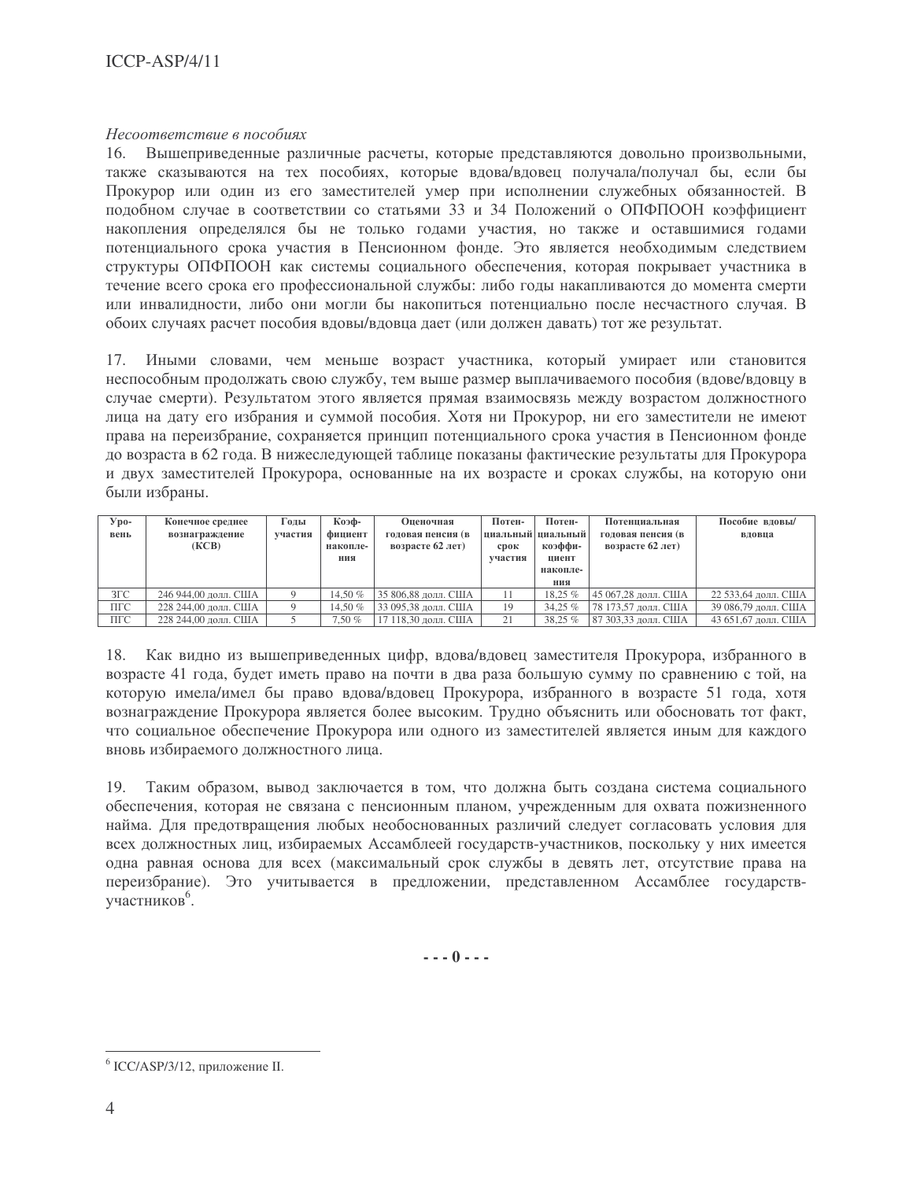*Несоответствие в пособиях*

16. Вышеприведенные различные расчеты, которые представляются довольно произвольными, также сказываются на тех пособиях, которые вдова/вдовец получала/получал бы, если бы Прокурор или один из его заместителей умер при исполнении служебных обязанностей. В подобном случае в соответствии со статьями 33 и 34 Положений о ОПФПООН коэффициент накопления определялся бы не только годами участия, но также и оставшимися годами потенциального срока участия в Пенсионном фонде. Это является необходимым следствием структуры ОПФПООН как системы социального обеспечения, которая покрывает участника в течение всего срока его профессиональной службы: либо годы накапливаются до момента смерти или инвалидности, либо они могли бы накопиться потенциально после несчастного случая. В обоих случаях расчет пособия вдовы/вдовца дает (или должен давать) тот же результат.

17. Иными словами, чем меньше возраст участника, который умирает или становится неспособным продолжать свою службу, тем выше размер выплачиваемого пособия (вдове/вдовцу в случае смерти). Результатом этого является прямая взаимосвязь между возрастом должностного лица на дату его избрания и суммой пособия. Хотя ни Прокурор, ни его заместители не имеют права на переизбрание, сохраняется принцип потенциального срока участия в Пенсионном фонде до возраста в 62 года. В нижеследующей таблице показаны фактические результаты для Прокурора и двух заместителей Прокурора, основанные на их возрасте и сроках службы, на которую они были избраны.

| Уровень | Конечное среднее вознаграждение (КСВ) | Годы участия | Коэффициент накопления | Оценочная годовая пенсия (в возрасте 62 лет) | Потенциальный срок участия | Потенциальный коэффициент накопления | Потенциальная годовая пенсия (в возрасте 62 лет) | Пособие вдовы/ вдовца |
|---|---|---|---|---|---|---|---|---|
| ЗГС | 246 944,00 долл. США | 9 | 14,50 % | 35 806,88 долл. США | 11 | 18,25 % | 45 067,28 долл. США | 22 533,64 долл. США |
| ПГС | 228 244,00 долл. США | 9 | 14,50 % | 33 095,38 долл. США | 19 | 34,25 % | 78 173,57 долл. США | 39 086,79 долл. США |
| ПГС | 228 244,00 долл. США | 5 | 7,50 % | 17 118,30 долл. США | 21 | 38,25 % | 87 303,33 долл. США | 43 651,67 долл. США |

18. Как видно из вышеприведенных цифр, вдова/вдовец заместителя Прокурора, избранного в возрасте 41 года, будет иметь право на почти в два раза большую сумму по сравнению с той, на которую имела/имел бы право вдова/вдовец Прокурора, избранного в возрасте 51 года, хотя вознаграждение Прокурора является более высоким. Трудно объяснить или обосновать тот факт, что социальное обеспечение Прокурора или одного из заместителей является иным для каждого вновь избираемого должностного лица.

19. Таким образом, вывод заключается в том, что должна быть создана система социального обеспечения, которая не связана с пенсионным планом, учрежденным для охвата пожизненного найма. Для предотвращения любых необоснованных различий следует согласовать условия для всех должностных лиц, избираемых Ассамблеей государств-участников, поскольку у них имеется одна равная основа для всех (максимальный срок службы в девять лет, отсутствие права на переизбрание). Это учитывается в предложении, представленном Ассамблее государств-участников[6].

--- 0 ---

[6] ICC/ASP/3/12, приложение II.